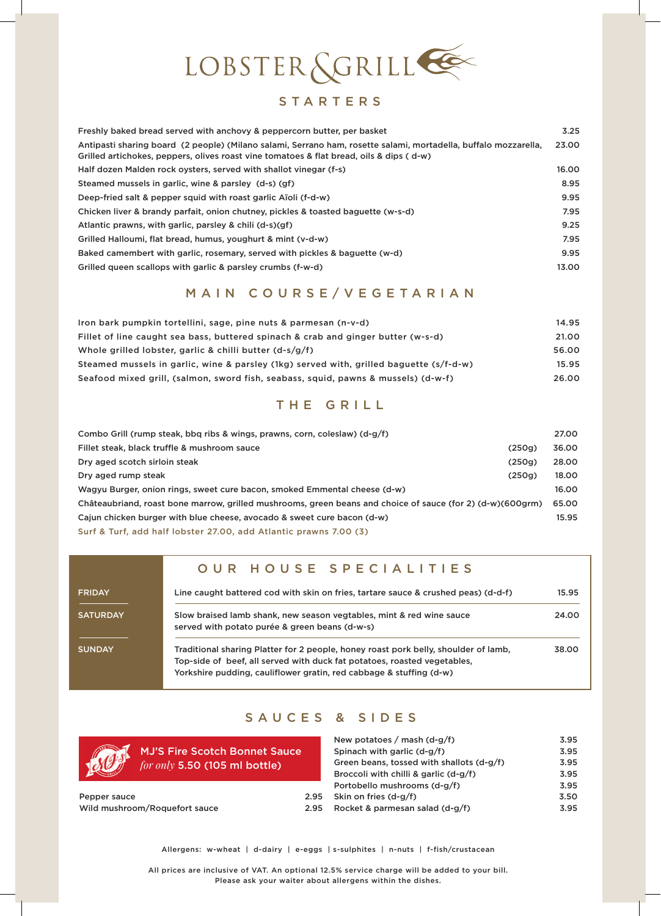# LOBSTER & GRILL

## STARTERS

| Item | Price |
|---|---|
| Freshly baked bread served with anchovy & peppercorn butter, per basket | 3.25 |
| Antipasti sharing board (2 people) (Milano salami, Serrano ham, rosette salami, mortadella, buffalo mozzarella, Grilled artichokes, peppers, olives roast vine tomatoes & flat bread, oils & dips ( d-w) | 23.00 |
| Half dozen Malden rock oysters, served with shallot vinegar (f-s) | 16.00 |
| Steamed mussels in garlic, wine & parsley (d-s) (gf) | 8.95 |
| Deep-fried salt & pepper squid with roast garlic Aïoli (f-d-w) | 9.95 |
| Chicken liver & brandy parfait, onion chutney, pickles & toasted baguette (w-s-d) | 7.95 |
| Atlantic prawns, with garlic, parsley & chili (d-s)(gf) | 9.25 |
| Grilled Halloumi, flat bread, humus, youghurt & mint (v-d-w) | 7.95 |
| Baked camembert with garlic, rosemary, served with pickles & baguette (w-d) | 9.95 |
| Grilled queen scallops with garlic & parsley crumbs (f-w-d) | 13.00 |

## MAIN COURSE/VEGETARIAN

| Item | Price |
|---|---|
| Iron bark pumpkin tortellini, sage, pine nuts & parmesan (n-v-d) | 14.95 |
| Fillet of line caught sea bass, buttered spinach & crab and ginger butter (w-s-d) | 21.00 |
| Whole grilled lobster, garlic & chilli butter (d-s/g/f) | 56.00 |
| Steamed mussels in garlic, wine & parsley (1kg) served with, grilled baguette (s/f-d-w) | 15.95 |
| Seafood mixed grill, (salmon, sword fish, seabass, squid, pawns & mussels) (d-w-f) | 26.00 |

## THE GRILL

| Item | Weight | Price |
|---|---|---|
| Combo Grill (rump steak, bbq ribs & wings, prawns, corn, coleslaw) (d-g/f) | | 27.00 |
| Fillet steak, black truffle & mushroom sauce | (250g) | 36.00 |
| Dry aged scotch sirloin steak | (250g) | 28.00 |
| Dry aged rump steak | (250g) | 18.00 |
| Wagyu Burger, onion rings, sweet cure bacon, smoked Emmental cheese (d-w) | | 16.00 |
| Châteaubriand, roast bone marrow, grilled mushrooms, green beans and choice of sauce (for 2) (d-w)(600grm) | | 65.00 |
| Cajun chicken burger with blue cheese, avocado & sweet cure bacon (d-w) | | 15.95 |

Surf & Turf, add half lobster 27.00, add Atlantic prawns 7.00 (3)

## OUR HOUSE SPECIALITIES

| Day | Dish | Price |
|---|---|---|
| FRIDAY | Line caught battered cod with skin on fries, tartare sauce & crushed peas) (d-d-f) | 15.95 |
| SATURDAY | Slow braised lamb shank, new season vegtables, mint & red wine sauce served with potato purée & green beans (d-w-s) | 24.00 |
| SUNDAY | Traditional sharing Platter for 2 people, honey roast pork belly, shoulder of lamb, Top-side of beef, all served with duck fat potatoes, roasted vegetables, Yorkshire pudding, cauliflower gratin, red cabbage & stuffing (d-w) | 38.00 |

## SAUCES & SIDES

**MJ'S Fire Scotch Bonnet Sauce** *for only* **5.50 (105 ml bottle)**

| Sauce | Price |
|---|---|
| Pepper sauce | 2.95 |
| Wild mushroom/Roquefort sauce | 2.95 |

| Side | Price |
|---|---|
| New potatoes / mash (d-g/f) | 3.95 |
| Spinach with garlic (d-g/f) | 3.95 |
| Green beans, tossed with shallots (d-g/f) | 3.95 |
| Broccoli with chilli & garlic (d-g/f) | 3.95 |
| Portobello mushrooms (d-g/f) | 3.95 |
| Skin on fries (d-g/f) | 3.50 |
| Rocket & parmesan salad (d-g/f) | 3.95 |

Allergens: w-wheat | d-dairy | e-eggs | s-sulphites | n-nuts | f-fish/crustacean

All prices are inclusive of VAT. An optional 12.5% service charge will be added to your bill.
Please ask your waiter about allergens within the dishes.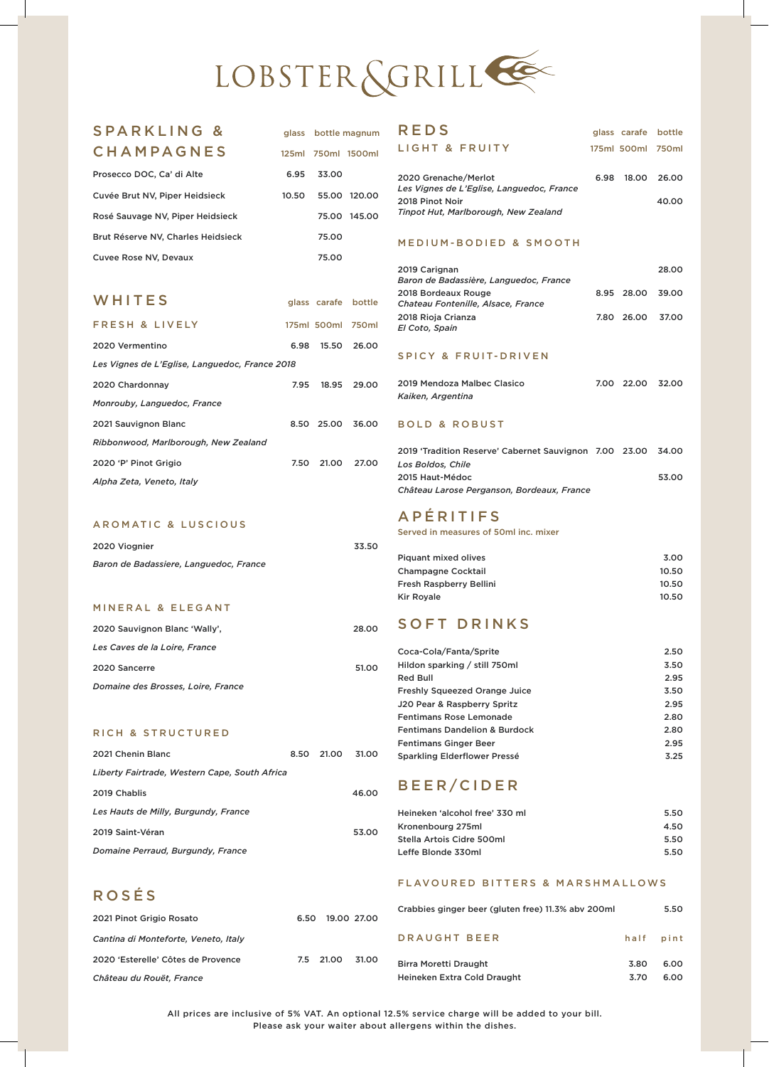# LOBSTER & GRILL

## SPARKLING & CHAMPAGNES

| | glass 125ml | bottle 750ml | magnum 1500ml |
|---|---|---|---|
| Prosecco DOC, Ca' di Alte | 6.95 | 33.00 | |
| Cuvée Brut NV, Piper Heidsieck | 10.50 | 55.00 | 120.00 |
| Rosé Sauvage NV, Piper Heidsieck | | 75.00 | 145.00 |
| Brut Réserve NV, Charles Heidsieck | | 75.00 | |
| Cuvee Rose NV, Devaux | | 75.00 | |

## WHITES

### FRESH & LIVELY

| | glass 175ml | carafe 500ml | bottle 750ml |
|---|---|---|---|
| 2020 Vermentino<br>*Les Vignes de L'Eglise, Languedoc, France 2018* | 6.98 | 15.50 | 26.00 |
| 2020 Chardonnay<br>*Monrouby, Languedoc, France* | 7.95 | 18.95 | 29.00 |
| 2021 Sauvignon Blanc<br>*Ribbonwood, Marlborough, New Zealand* | 8.50 | 25.00 | 36.00 |
| 2020 'P' Pinot Grigio<br>*Alpha Zeta, Veneto, Italy* | 7.50 | 21.00 | 27.00 |

### AROMATIC & LUSCIOUS

| | glass | carafe | bottle |
|---|---|---|---|
| 2020 Viognier<br>*Baron de Badassiere, Languedoc, France* | | | 33.50 |

### MINERAL & ELEGANT

| | glass | carafe | bottle |
|---|---|---|---|
| 2020 Sauvignon Blanc 'Wally',<br>*Les Caves de la Loire, France* | | | 28.00 |
| 2020 Sancerre<br>*Domaine des Brosses, Loire, France* | | | 51.00 |

### RICH & STRUCTURED

| | glass | carafe | bottle |
|---|---|---|---|
| 2021 Chenin Blanc<br>*Liberty Fairtrade, Western Cape, South Africa* | 8.50 | 21.00 | 31.00 |
| 2019 Chablis<br>*Les Hauts de Milly, Burgundy, France* | | | 46.00 |
| 2019 Saint-Véran<br>*Domaine Perraud, Burgundy, France* | | | 53.00 |

## ROSÉS

| | glass | carafe | bottle |
|---|---|---|---|
| 2021 Pinot Grigio Rosato<br>*Cantina di Monteforte, Veneto, Italy* | 6.50 | 19.00 | 27.00 |
| 2020 'Esterelle' Côtes de Provence<br>*Château du Rouët, France* | 7.5 | 21.00 | 31.00 |

## REDS

### LIGHT & FRUITY

| | glass 175ml | carafe 500ml | bottle 750ml |
|---|---|---|---|
| 2020 Grenache/Merlot<br>*Les Vignes de L'Eglise, Languedoc, France* | 6.98 | 18.00 | 26.00 |
| 2018 Pinot Noir<br>*Tinpot Hut, Marlborough, New Zealand* | | | 40.00 |

### MEDIUM-BODIED & SMOOTH

| | glass | carafe | bottle |
|---|---|---|---|
| 2019 Carignan<br>*Baron de Badassière, Languedoc, France* | | | 28.00 |
| 2018 Bordeaux Rouge<br>*Chateau Fontenille, Alsace, France* | 8.95 | 28.00 | 39.00 |
| 2018 Rioja Crianza<br>*El Coto, Spain* | 7.80 | 26.00 | 37.00 |

### SPICY & FRUIT-DRIVEN

| | glass | carafe | bottle |
|---|---|---|---|
| 2019 Mendoza Malbec Clasico<br>*Kaiken, Argentina* | 7.00 | 22.00 | 32.00 |

### BOLD & ROBUST

| | glass | carafe | bottle |
|---|---|---|---|
| 2019 'Tradition Reserve' Cabernet Sauvignon<br>*Los Boldos, Chile* | 7.00 | 23.00 | 34.00 |
| 2015 Haut-Médoc<br>*Château Larose Perganson, Bordeaux, France* | | | 53.00 |

## APÉRITIFS

Served in measures of 50ml inc. mixer

| | |
|---|---|
| Piquant mixed olives | 3.00 |
| Champagne Cocktail | 10.50 |
| Fresh Raspberry Bellini | 10.50 |
| Kir Royale | 10.50 |

## SOFT DRINKS

| | |
|---|---|
| Coca-Cola/Fanta/Sprite | 2.50 |
| Hildon sparking / still 750ml | 3.50 |
| Red Bull | 2.95 |
| Freshly Squeezed Orange Juice | 3.50 |
| J20 Pear & Raspberry Spritz | 2.95 |
| Fentimans Rose Lemonade | 2.80 |
| Fentimans Dandelion & Burdock | 2.80 |
| Fentimans Ginger Beer | 2.95 |
| Sparkling Elderflower Pressé | 3.25 |

## BEER/CIDER

| | |
|---|---|
| Heineken 'alcohol free' 330 ml | 5.50 |
| Kronenbourg 275ml | 4.50 |
| Stella Artois Cidre 500ml | 5.50 |
| Leffe Blonde 330ml | 5.50 |

### FLAVOURED BITTERS & MARSHMALLOWS

| | |
|---|---|
| Crabbies ginger beer (gluten free) 11.3% abv 200ml | 5.50 |

### DRAUGHT BEER

| | half | pint |
|---|---|---|
| Birra Moretti Draught | 3.80 | 6.00 |
| Heineken Extra Cold Draught | 3.70 | 6.00 |

All prices are inclusive of 5% VAT. An optional 12.5% service charge will be added to your bill.
Please ask your waiter about allergens within the dishes.